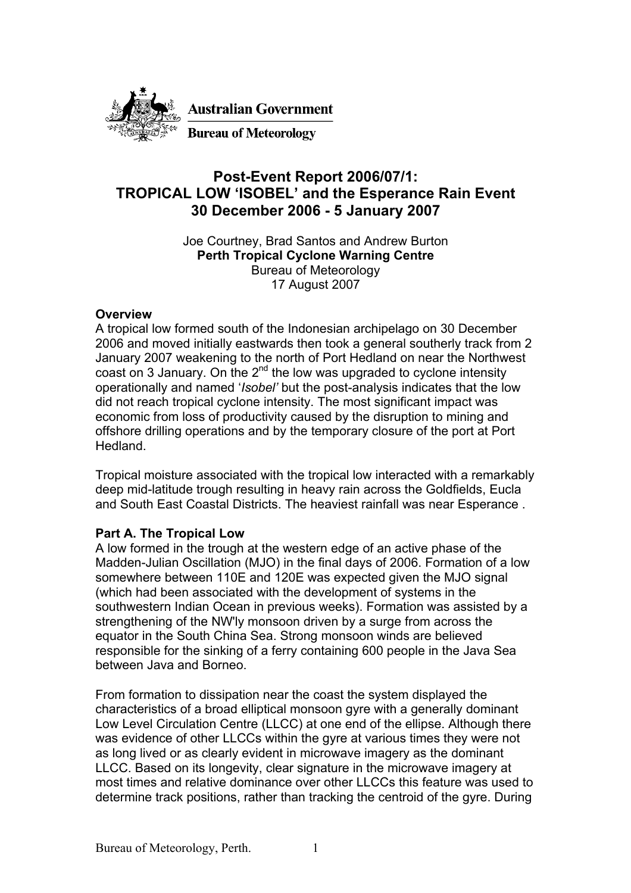**Australian Government**

**Bureau of Meteorology**

# Post-Event Report 2006/07/1: TROPICAL LOW 'ISOBEL' and the Esperance Rain Event 30 December 2006 - 5 January 2007

Joe Courtney, Brad Santos and Andrew Burton
**Perth Tropical Cyclone Warning Centre**
Bureau of Meteorology
17 August 2007

### Overview

A tropical low formed south of the Indonesian archipelago on 30 December 2006 and moved initially eastwards then took a general southerly track from 2 January 2007 weakening to the north of Port Hedland on near the Northwest coast on 3 January. On the 2nd the low was upgraded to cyclone intensity operationally and named '*Isobel*' but the post-analysis indicates that the low did not reach tropical cyclone intensity. The most significant impact was economic from loss of productivity caused by the disruption to mining and offshore drilling operations and by the temporary closure of the port at Port Hedland.

Tropical moisture associated with the tropical low interacted with a remarkably deep mid-latitude trough resulting in heavy rain across the Goldfields, Eucla and South East Coastal Districts. The heaviest rainfall was near Esperance .

### Part A. The Tropical Low

A low formed in the trough at the western edge of an active phase of the Madden-Julian Oscillation (MJO) in the final days of 2006. Formation of a low somewhere between 110E and 120E was expected given the MJO signal (which had been associated with the development of systems in the southwestern Indian Ocean in previous weeks). Formation was assisted by a strengthening of the NW'ly monsoon driven by a surge from across the equator in the South China Sea. Strong monsoon winds are believed responsible for the sinking of a ferry containing 600 people in the Java Sea between Java and Borneo.

From formation to dissipation near the coast the system displayed the characteristics of a broad elliptical monsoon gyre with a generally dominant Low Level Circulation Centre (LLCC) at one end of the ellipse. Although there was evidence of other LLCCs within the gyre at various times they were not as long lived or as clearly evident in microwave imagery as the dominant LLCC. Based on its longevity, clear signature in the microwave imagery at most times and relative dominance over other LLCCs this feature was used to determine track positions, rather than tracking the centroid of the gyre. During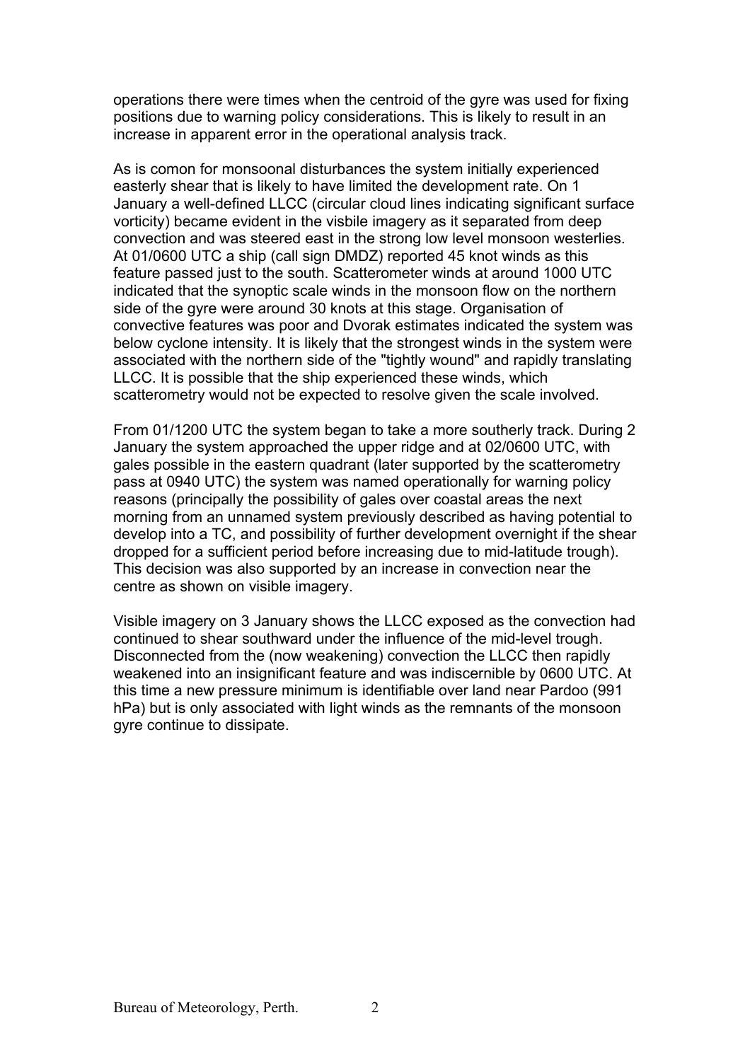operations there were times when the centroid of the gyre was used for fixing positions due to warning policy considerations. This is likely to result in an increase in apparent error in the operational analysis track.

As is comon for monsoonal disturbances the system initially experienced easterly shear that is likely to have limited the development rate. On 1 January a well-defined LLCC (circular cloud lines indicating significant surface vorticity) became evident in the visbile imagery as it separated from deep convection and was steered east in the strong low level monsoon westerlies. At 01/0600 UTC a ship (call sign DMDZ) reported 45 knot winds as this feature passed just to the south. Scatterometer winds at around 1000 UTC indicated that the synoptic scale winds in the monsoon flow on the northern side of the gyre were around 30 knots at this stage. Organisation of convective features was poor and Dvorak estimates indicated the system was below cyclone intensity. It is likely that the strongest winds in the system were associated with the northern side of the "tightly wound" and rapidly translating LLCC. It is possible that the ship experienced these winds, which scatterometry would not be expected to resolve given the scale involved.

From 01/1200 UTC the system began to take a more southerly track. During 2 January the system approached the upper ridge and at 02/0600 UTC, with gales possible in the eastern quadrant (later supported by the scatterometry pass at 0940 UTC) the system was named operationally for warning policy reasons (principally the possibility of gales over coastal areas the next morning from an unnamed system previously described as having potential to develop into a TC, and possibility of further development overnight if the shear dropped for a sufficient period before increasing due to mid-latitude trough). This decision was also supported by an increase in convection near the centre as shown on visible imagery.

Visible imagery on 3 January shows the LLCC exposed as the convection had continued to shear southward under the influence of the mid-level trough. Disconnected from the (now weakening) convection the LLCC then rapidly weakened into an insignificant feature and was indiscernible by 0600 UTC. At this time a new pressure minimum is identifiable over land near Pardoo (991 hPa) but is only associated with light winds as the remnants of the monsoon gyre continue to dissipate.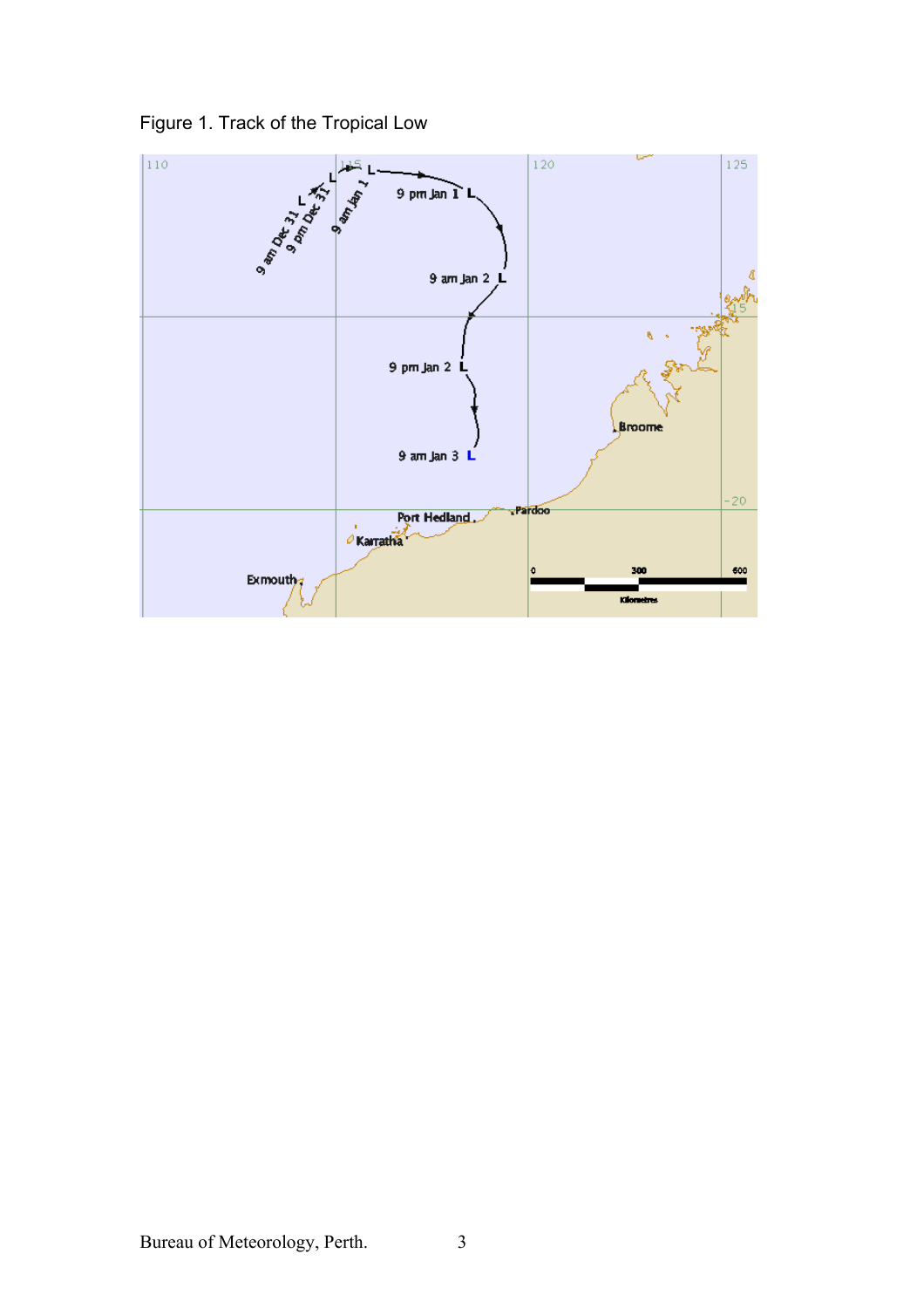Figure 1. Track of the Tropical Low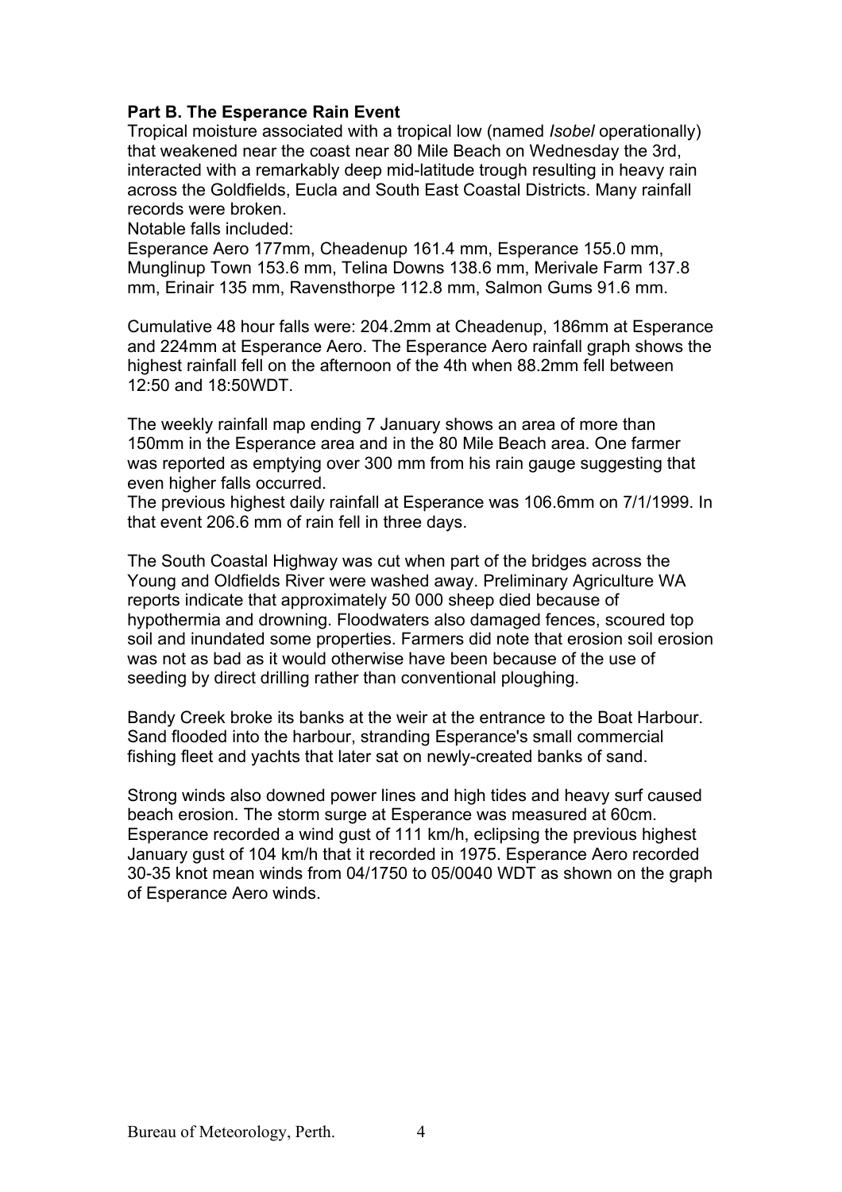**Part B. The Esperance Rain Event**

Tropical moisture associated with a tropical low (named *Isobel* operationally) that weakened near the coast near 80 Mile Beach on Wednesday the 3rd, interacted with a remarkably deep mid-latitude trough resulting in heavy rain across the Goldfields, Eucla and South East Coastal Districts. Many rainfall records were broken.

Notable falls included:

Esperance Aero 177mm, Cheadenup 161.4 mm, Esperance 155.0 mm, Munglinup Town 153.6 mm, Telina Downs 138.6 mm, Merivale Farm 137.8 mm, Erinair 135 mm, Ravensthorpe 112.8 mm, Salmon Gums 91.6 mm.

Cumulative 48 hour falls were: 204.2mm at Cheadenup, 186mm at Esperance and 224mm at Esperance Aero. The Esperance Aero rainfall graph shows the highest rainfall fell on the afternoon of the 4th when 88.2mm fell between 12:50 and 18:50WDT.

The weekly rainfall map ending 7 January shows an area of more than 150mm in the Esperance area and in the 80 Mile Beach area. One farmer was reported as emptying over 300 mm from his rain gauge suggesting that even higher falls occurred.

The previous highest daily rainfall at Esperance was 106.6mm on 7/1/1999. In that event 206.6 mm of rain fell in three days.

The South Coastal Highway was cut when part of the bridges across the Young and Oldfields River were washed away. Preliminary Agriculture WA reports indicate that approximately 50 000 sheep died because of hypothermia and drowning. Floodwaters also damaged fences, scoured top soil and inundated some properties. Farmers did note that erosion soil erosion was not as bad as it would otherwise have been because of the use of seeding by direct drilling rather than conventional ploughing.

Bandy Creek broke its banks at the weir at the entrance to the Boat Harbour. Sand flooded into the harbour, stranding Esperance's small commercial fishing fleet and yachts that later sat on newly-created banks of sand.

Strong winds also downed power lines and high tides and heavy surf caused beach erosion. The storm surge at Esperance was measured at 60cm. Esperance recorded a wind gust of 111 km/h, eclipsing the previous highest January gust of 104 km/h that it recorded in 1975. Esperance Aero recorded 30-35 knot mean winds from 04/1750 to 05/0040 WDT as shown on the graph of Esperance Aero winds.

Bureau of Meteorology, Perth.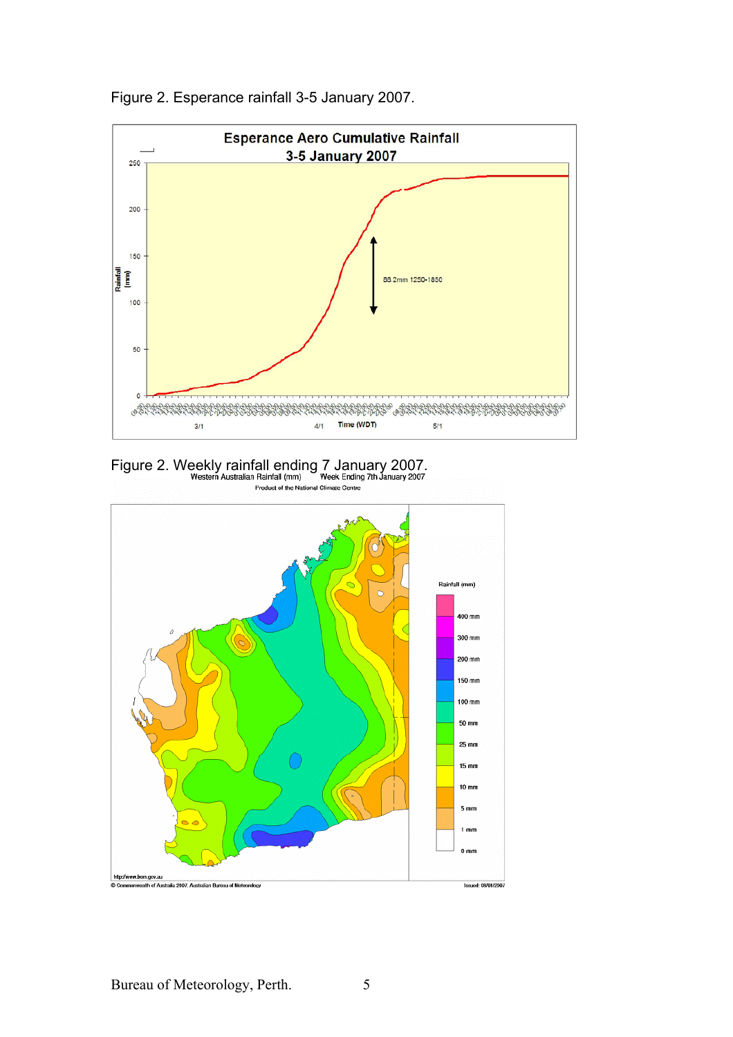Figure 2. Esperance rainfall 3-5 January 2007.

Esperance Aero Cumulative Rainfall
3-5 January 2007

Rainfall (mm)

250
200
150
100
50
0

88.2mm 1250-1850

3/1
4/1
Time (WDT)
5/1

Figure 2. Weekly rainfall ending 7 January 2007.

Western Australian Rainfall (mm) Week Ending 7th January 2007
Product of the National Climate Centre

Rainfall (mm)
400 mm
300 mm
200 mm
150 mm
100 mm
50 mm
25 mm
15 mm
10 mm
5 mm
1 mm
0 mm

http://www.bom.gov.au
© Commonwealth of Australia 2007, Australian Bureau of Meteorology
Issued: 08/01/2007

Bureau of Meteorology, Perth.